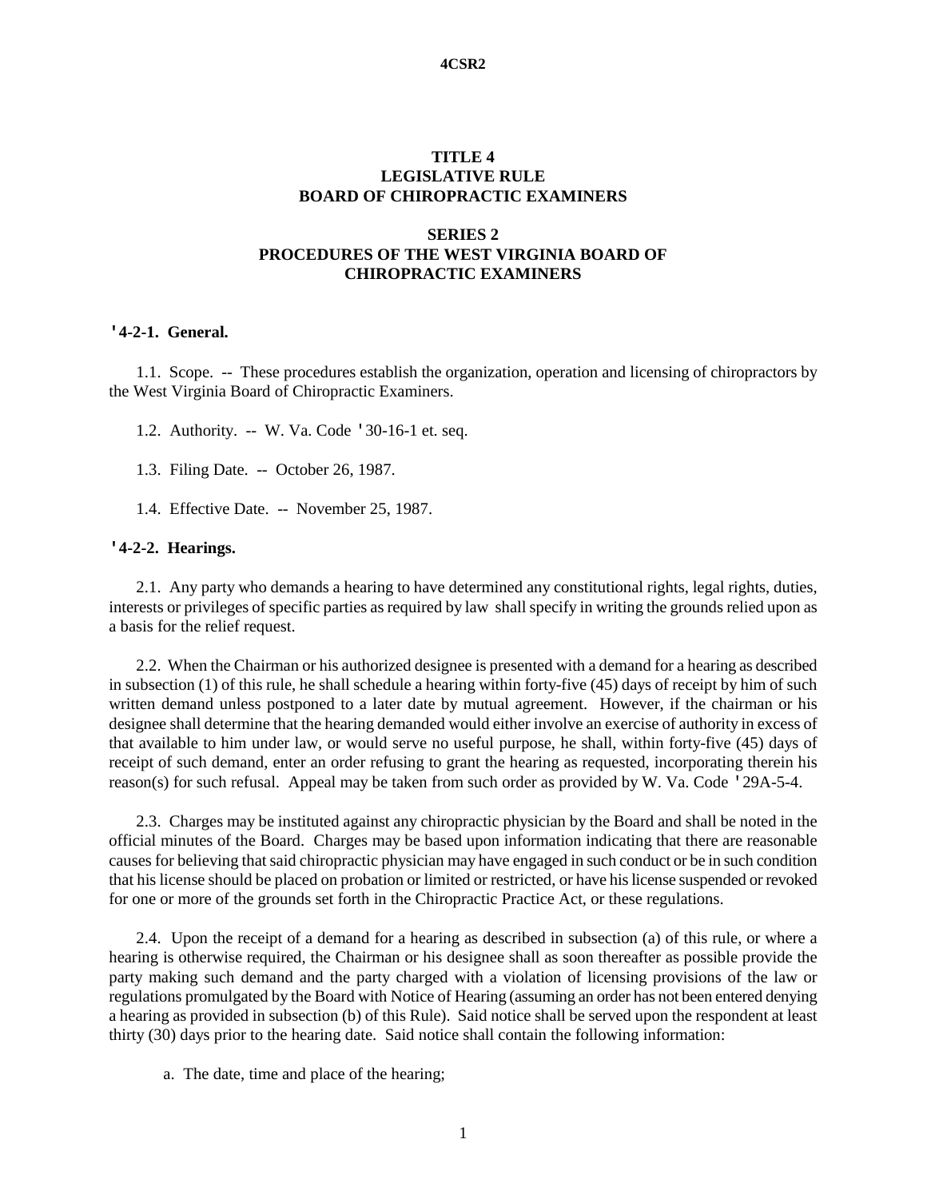# TITLE 4
# LEGISLATIVE RULE
# BOARD OF CHIROPRACTIC EXAMINERS

## SERIES 2
## PROCEDURES OF THE WEST VIRGINIA BOARD OF CHIROPRACTIC EXAMINERS

**'4-2-1. General.**

1.1. Scope. -- These procedures establish the organization, operation and licensing of chiropractors by the West Virginia Board of Chiropractic Examiners.

1.2. Authority. -- W. Va. Code '30-16-1 et. seq.

1.3. Filing Date. -- October 26, 1987.

1.4. Effective Date. -- November 25, 1987.

**'4-2-2. Hearings.**

2.1. Any party who demands a hearing to have determined any constitutional rights, legal rights, duties, interests or privileges of specific parties as required by law shall specify in writing the grounds relied upon as a basis for the relief request.

2.2. When the Chairman or his authorized designee is presented with a demand for a hearing as described in subsection (1) of this rule, he shall schedule a hearing within forty-five (45) days of receipt by him of such written demand unless postponed to a later date by mutual agreement. However, if the chairman or his designee shall determine that the hearing demanded would either involve an exercise of authority in excess of that available to him under law, or would serve no useful purpose, he shall, within forty-five (45) days of receipt of such demand, enter an order refusing to grant the hearing as requested, incorporating therein his reason(s) for such refusal. Appeal may be taken from such order as provided by W. Va. Code '29A-5-4.

2.3. Charges may be instituted against any chiropractic physician by the Board and shall be noted in the official minutes of the Board. Charges may be based upon information indicating that there are reasonable causes for believing that said chiropractic physician may have engaged in such conduct or be in such condition that his license should be placed on probation or limited or restricted, or have his license suspended or revoked for one or more of the grounds set forth in the Chiropractic Practice Act, or these regulations.

2.4. Upon the receipt of a demand for a hearing as described in subsection (a) of this rule, or where a hearing is otherwise required, the Chairman or his designee shall as soon thereafter as possible provide the party making such demand and the party charged with a violation of licensing provisions of the law or regulations promulgated by the Board with Notice of Hearing (assuming an order has not been entered denying a hearing as provided in subsection (b) of this Rule). Said notice shall be served upon the respondent at least thirty (30) days prior to the hearing date. Said notice shall contain the following information:

a. The date, time and place of the hearing;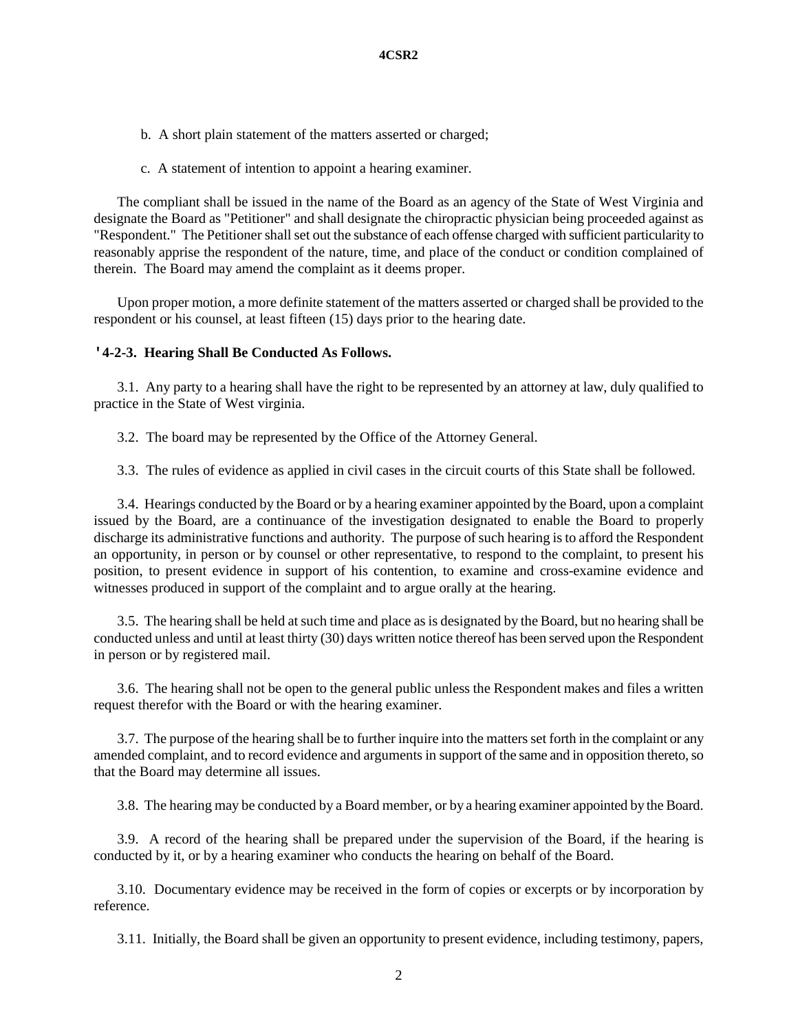b. A short plain statement of the matters asserted or charged;

c. A statement of intention to appoint a hearing examiner.

The compliant shall be issued in the name of the Board as an agency of the State of West Virginia and designate the Board as "Petitioner" and shall designate the chiropractic physician being proceeded against as "Respondent." The Petitioner shall set out the substance of each offense charged with sufficient particularity to reasonably apprise the respondent of the nature, time, and place of the conduct or condition complained of therein. The Board may amend the complaint as it deems proper.

Upon proper motion, a more definite statement of the matters asserted or charged shall be provided to the respondent or his counsel, at least fifteen (15) days prior to the hearing date.

**'4-2-3. Hearing Shall Be Conducted As Follows.**

3.1. Any party to a hearing shall have the right to be represented by an attorney at law, duly qualified to practice in the State of West virginia.

3.2. The board may be represented by the Office of the Attorney General.

3.3. The rules of evidence as applied in civil cases in the circuit courts of this State shall be followed.

3.4. Hearings conducted by the Board or by a hearing examiner appointed by the Board, upon a complaint issued by the Board, are a continuance of the investigation designated to enable the Board to properly discharge its administrative functions and authority. The purpose of such hearing is to afford the Respondent an opportunity, in person or by counsel or other representative, to respond to the complaint, to present his position, to present evidence in support of his contention, to examine and cross-examine evidence and witnesses produced in support of the complaint and to argue orally at the hearing.

3.5. The hearing shall be held at such time and place as is designated by the Board, but no hearing shall be conducted unless and until at least thirty (30) days written notice thereof has been served upon the Respondent in person or by registered mail.

3.6. The hearing shall not be open to the general public unless the Respondent makes and files a written request therefor with the Board or with the hearing examiner.

3.7. The purpose of the hearing shall be to further inquire into the matters set forth in the complaint or any amended complaint, and to record evidence and arguments in support of the same and in opposition thereto, so that the Board may determine all issues.

3.8. The hearing may be conducted by a Board member, or by a hearing examiner appointed by the Board.

3.9. A record of the hearing shall be prepared under the supervision of the Board, if the hearing is conducted by it, or by a hearing examiner who conducts the hearing on behalf of the Board.

3.10. Documentary evidence may be received in the form of copies or excerpts or by incorporation by reference.

3.11. Initially, the Board shall be given an opportunity to present evidence, including testimony, papers,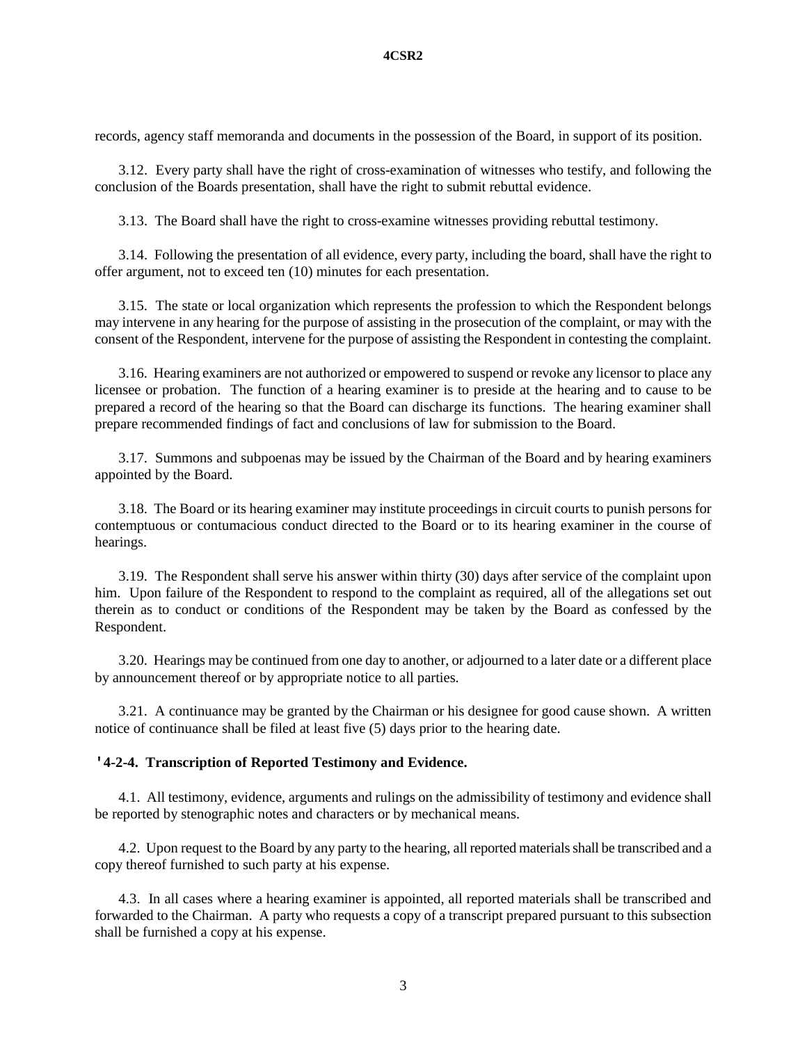records, agency staff memoranda and documents in the possession of the Board, in support of its position.

3.12. Every party shall have the right of cross-examination of witnesses who testify, and following the conclusion of the Boards presentation, shall have the right to submit rebuttal evidence.

3.13. The Board shall have the right to cross-examine witnesses providing rebuttal testimony.

3.14. Following the presentation of all evidence, every party, including the board, shall have the right to offer argument, not to exceed ten (10) minutes for each presentation.

3.15. The state or local organization which represents the profession to which the Respondent belongs may intervene in any hearing for the purpose of assisting in the prosecution of the complaint, or may with the consent of the Respondent, intervene for the purpose of assisting the Respondent in contesting the complaint.

3.16. Hearing examiners are not authorized or empowered to suspend or revoke any licensor to place any licensee or probation. The function of a hearing examiner is to preside at the hearing and to cause to be prepared a record of the hearing so that the Board can discharge its functions. The hearing examiner shall prepare recommended findings of fact and conclusions of law for submission to the Board.

3.17. Summons and subpoenas may be issued by the Chairman of the Board and by hearing examiners appointed by the Board.

3.18. The Board or its hearing examiner may institute proceedings in circuit courts to punish persons for contemptuous or contumacious conduct directed to the Board or to its hearing examiner in the course of hearings.

3.19. The Respondent shall serve his answer within thirty (30) days after service of the complaint upon him. Upon failure of the Respondent to respond to the complaint as required, all of the allegations set out therein as to conduct or conditions of the Respondent may be taken by the Board as confessed by the Respondent.

3.20. Hearings may be continued from one day to another, or adjourned to a later date or a different place by announcement thereof or by appropriate notice to all parties.

3.21. A continuance may be granted by the Chairman or his designee for good cause shown. A written notice of continuance shall be filed at least five (5) days prior to the hearing date.

**'4-2-4. Transcription of Reported Testimony and Evidence.**

4.1. All testimony, evidence, arguments and rulings on the admissibility of testimony and evidence shall be reported by stenographic notes and characters or by mechanical means.

4.2. Upon request to the Board by any party to the hearing, all reported materials shall be transcribed and a copy thereof furnished to such party at his expense.

4.3. In all cases where a hearing examiner is appointed, all reported materials shall be transcribed and forwarded to the Chairman. A party who requests a copy of a transcript prepared pursuant to this subsection shall be furnished a copy at his expense.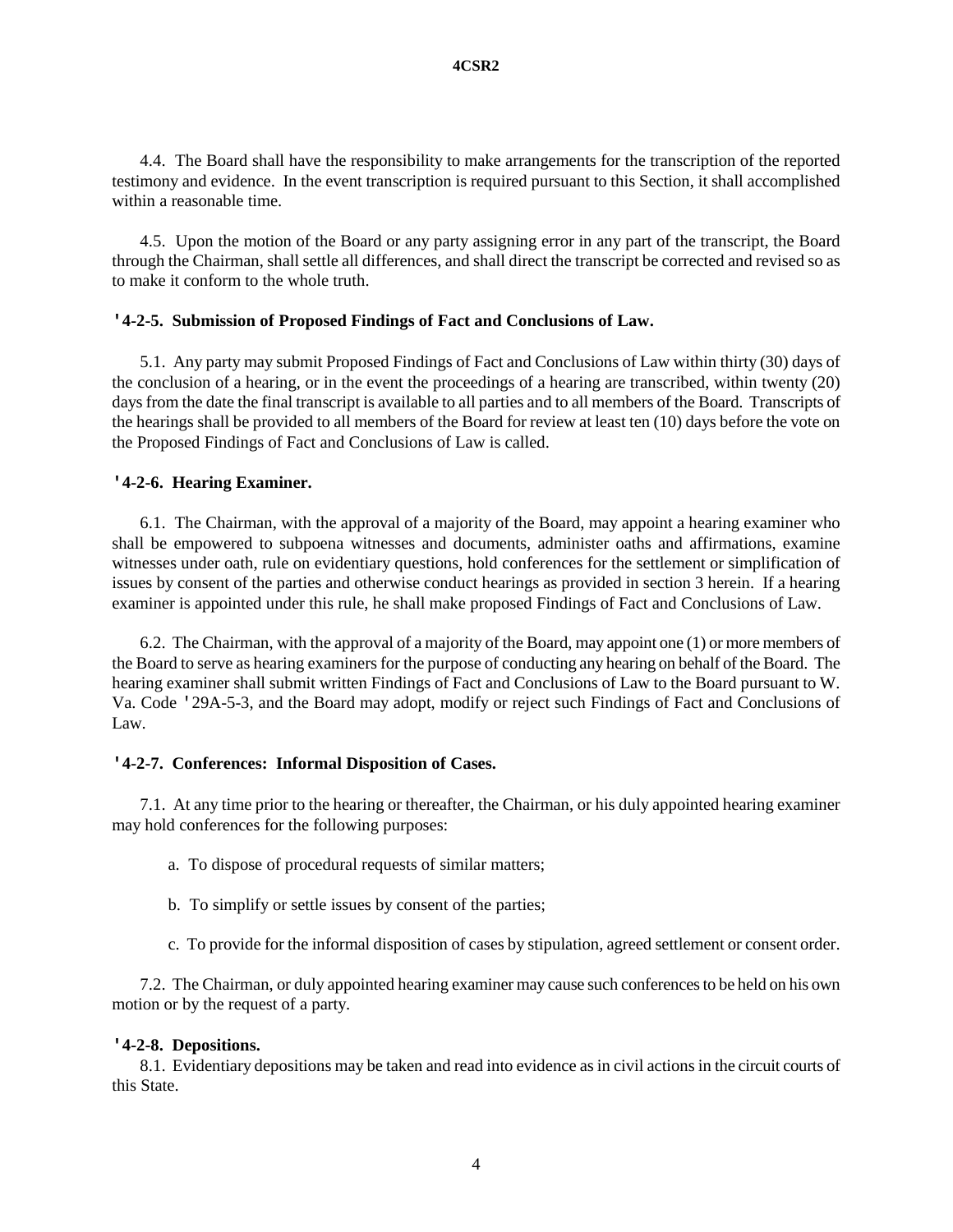4.4. The Board shall have the responsibility to make arrangements for the transcription of the reported testimony and evidence. In the event transcription is required pursuant to this Section, it shall accomplished within a reasonable time.

4.5. Upon the motion of the Board or any party assigning error in any part of the transcript, the Board through the Chairman, shall settle all differences, and shall direct the transcript be corrected and revised so as to make it conform to the whole truth.

**'4-2-5. Submission of Proposed Findings of Fact and Conclusions of Law.**

5.1. Any party may submit Proposed Findings of Fact and Conclusions of Law within thirty (30) days of the conclusion of a hearing, or in the event the proceedings of a hearing are transcribed, within twenty (20) days from the date the final transcript is available to all parties and to all members of the Board. Transcripts of the hearings shall be provided to all members of the Board for review at least ten (10) days before the vote on the Proposed Findings of Fact and Conclusions of Law is called.

**'4-2-6. Hearing Examiner.**

6.1. The Chairman, with the approval of a majority of the Board, may appoint a hearing examiner who shall be empowered to subpoena witnesses and documents, administer oaths and affirmations, examine witnesses under oath, rule on evidentiary questions, hold conferences for the settlement or simplification of issues by consent of the parties and otherwise conduct hearings as provided in section 3 herein. If a hearing examiner is appointed under this rule, he shall make proposed Findings of Fact and Conclusions of Law.

6.2. The Chairman, with the approval of a majority of the Board, may appoint one (1) or more members of the Board to serve as hearing examiners for the purpose of conducting any hearing on behalf of the Board. The hearing examiner shall submit written Findings of Fact and Conclusions of Law to the Board pursuant to W. Va. Code '29A-5-3, and the Board may adopt, modify or reject such Findings of Fact and Conclusions of Law.

**'4-2-7. Conferences: Informal Disposition of Cases.**

7.1. At any time prior to the hearing or thereafter, the Chairman, or his duly appointed hearing examiner may hold conferences for the following purposes:

a. To dispose of procedural requests of similar matters;

b. To simplify or settle issues by consent of the parties;

c. To provide for the informal disposition of cases by stipulation, agreed settlement or consent order.

7.2. The Chairman, or duly appointed hearing examiner may cause such conferences to be held on his own motion or by the request of a party.

**'4-2-8. Depositions.**

8.1. Evidentiary depositions may be taken and read into evidence as in civil actions in the circuit courts of this State.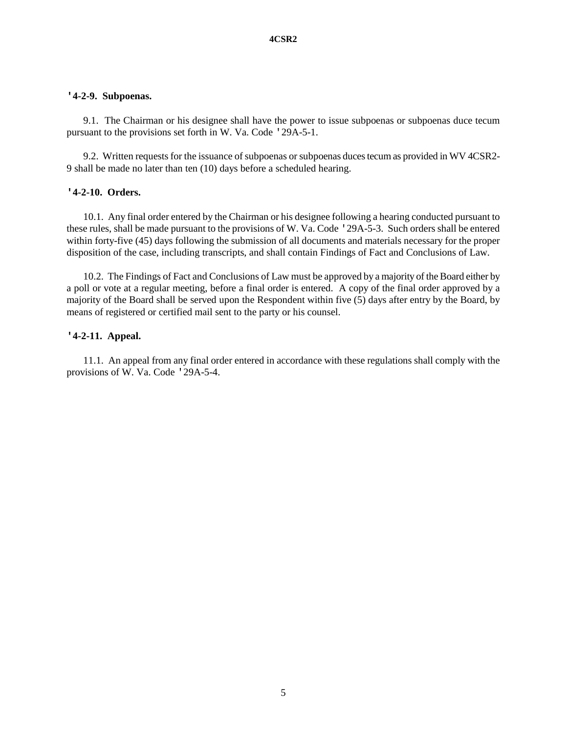### '4-2-9. Subpoenas.

9.1. The Chairman or his designee shall have the power to issue subpoenas or subpoenas duce tecum pursuant to the provisions set forth in W. Va. Code '29A-5-1.

9.2. Written requests for the issuance of subpoenas or subpoenas duces tecum as provided in WV 4CSR2-9 shall be made no later than ten (10) days before a scheduled hearing.

### '4-2-10. Orders.

10.1. Any final order entered by the Chairman or his designee following a hearing conducted pursuant to these rules, shall be made pursuant to the provisions of W. Va. Code '29A-5-3. Such orders shall be entered within forty-five (45) days following the submission of all documents and materials necessary for the proper disposition of the case, including transcripts, and shall contain Findings of Fact and Conclusions of Law.

10.2. The Findings of Fact and Conclusions of Law must be approved by a majority of the Board either by a poll or vote at a regular meeting, before a final order is entered. A copy of the final order approved by a majority of the Board shall be served upon the Respondent within five (5) days after entry by the Board, by means of registered or certified mail sent to the party or his counsel.

### '4-2-11. Appeal.

11.1. An appeal from any final order entered in accordance with these regulations shall comply with the provisions of W. Va. Code '29A-5-4.